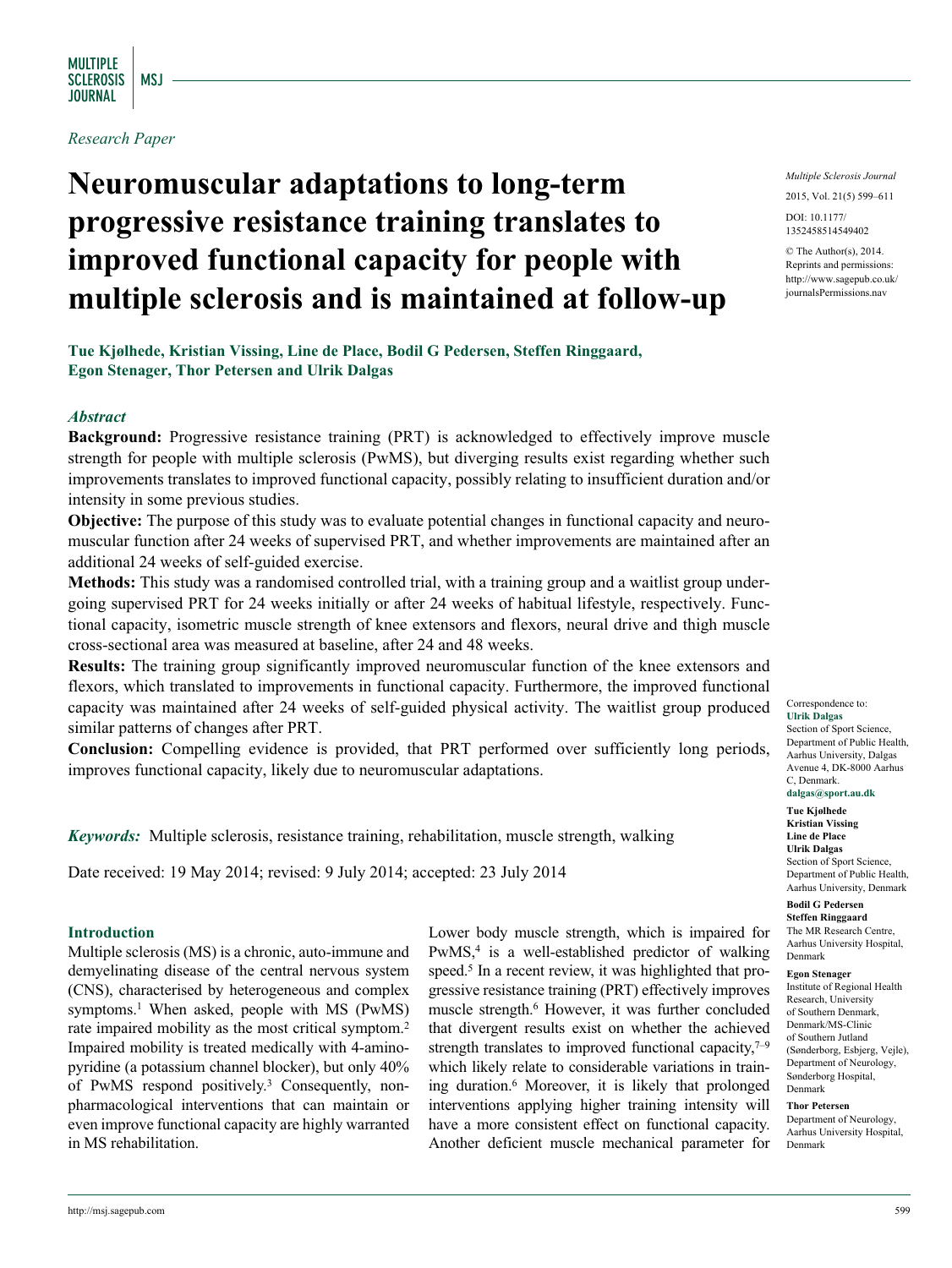*Research Paper*

# Neuromuscular adaptations to long-term progressive resistance training translates to improved functional capacity for people with multiple sclerosis and is maintained at follow-up

**Tue Kjølhede, Kristian Vissing, Line de Place, Bodil G Pedersen, Steffen Ringgaard, Egon Stenager, Thor Petersen and Ulrik Dalgas**

## Abstract

**Background:** Progressive resistance training (PRT) is acknowledged to effectively improve muscle strength for people with multiple sclerosis (PwMS), but diverging results exist regarding whether such improvements translates to improved functional capacity, possibly relating to insufficient duration and/or intensity in some previous studies.

**Objective:** The purpose of this study was to evaluate potential changes in functional capacity and neuromuscular function after 24 weeks of supervised PRT, and whether improvements are maintained after an additional 24 weeks of self-guided exercise.

**Methods:** This study was a randomised controlled trial, with a training group and a waitlist group undergoing supervised PRT for 24 weeks initially or after 24 weeks of habitual lifestyle, respectively. Functional capacity, isometric muscle strength of knee extensors and flexors, neural drive and thigh muscle cross-sectional area was measured at baseline, after 24 and 48 weeks.

**Results:** The training group significantly improved neuromuscular function of the knee extensors and flexors, which translated to improvements in functional capacity. Furthermore, the improved functional capacity was maintained after 24 weeks of self-guided physical activity. The waitlist group produced similar patterns of changes after PRT.

**Conclusion:** Compelling evidence is provided, that PRT performed over sufficiently long periods, improves functional capacity, likely due to neuromuscular adaptations.

***Keywords:*** Multiple sclerosis, resistance training, rehabilitation, muscle strength, walking

Date received: 19 May 2014; revised: 9 July 2014; accepted: 23 July 2014

Correspondence to:
**Ulrik Dalgas**
Section of Sport Science, Department of Public Health, Aarhus University, Dalgas Avenue 4, DK-8000 Aarhus C, Denmark.
**dalgas@sport.au.dk**

**Tue Kjølhede**
**Kristian Vissing**
**Line de Place**
**Ulrik Dalgas**
Section of Sport Science, Department of Public Health, Aarhus University, Denmark

**Bodil G Pedersen**
**Steffen Ringgaard**
The MR Research Centre, Aarhus University Hospital, Denmark

**Egon Stenager**
Institute of Regional Health Research, University of Southern Denmark, Denmark/MS-Clinic of Southern Jutland (Sønderborg, Esbjerg, Vejle), Department of Neurology, Sønderborg Hospital, Denmark

**Thor Petersen**
Department of Neurology, Aarhus University Hospital, Denmark

## Introduction

Multiple sclerosis (MS) is a chronic, auto-immune and demyelinating disease of the central nervous system (CNS), characterised by heterogeneous and complex symptoms.[1] When asked, people with MS (PwMS) rate impaired mobility as the most critical symptom.[2] Impaired mobility is treated medically with 4-amino-pyridine (a potassium channel blocker), but only 40% of PwMS respond positively.[3] Consequently, non-pharmacological interventions that can maintain or even improve functional capacity are highly warranted in MS rehabilitation.

Lower body muscle strength, which is impaired for PwMS,[4] is a well-established predictor of walking speed.[5] In a recent review, it was highlighted that progressive resistance training (PRT) effectively improves muscle strength.[6] However, it was further concluded that divergent results exist on whether the achieved strength translates to improved functional capacity,[7–9] which likely relate to considerable variations in training duration.[6] Moreover, it is likely that prolonged interventions applying higher training intensity will have a more consistent effect on functional capacity. Another deficient muscle mechanical parameter for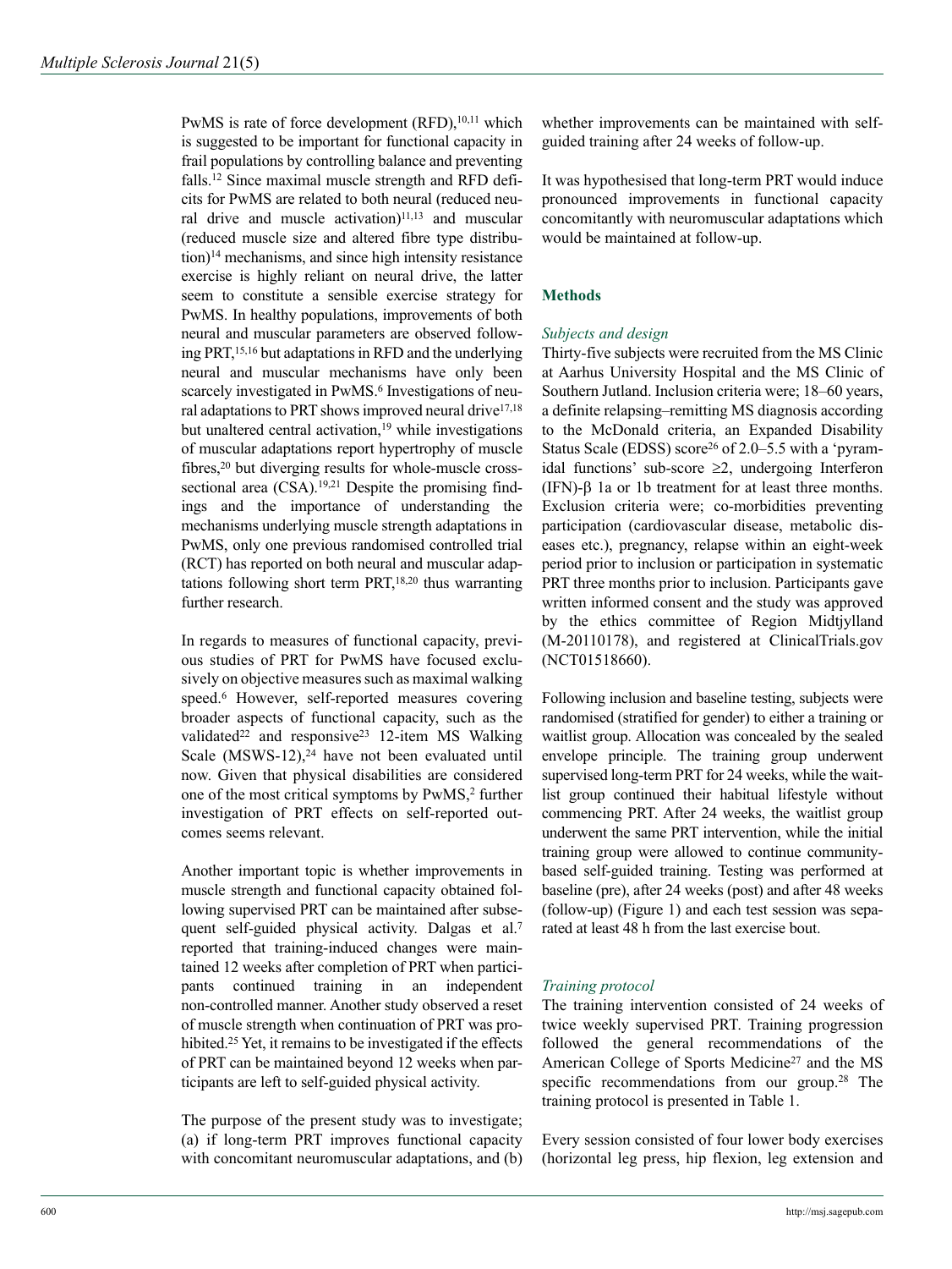PwMS is rate of force development (RFD),[10,11] which is suggested to be important for functional capacity in frail populations by controlling balance and preventing falls.[12] Since maximal muscle strength and RFD deficits for PwMS are related to both neural (reduced neural drive and muscle activation)[11,13] and muscular (reduced muscle size and altered fibre type distribution)[14] mechanisms, and since high intensity resistance exercise is highly reliant on neural drive, the latter seem to constitute a sensible exercise strategy for PwMS. In healthy populations, improvements of both neural and muscular parameters are observed following PRT,[15,16] but adaptations in RFD and the underlying neural and muscular mechanisms have only been scarcely investigated in PwMS.[6] Investigations of neural adaptations to PRT shows improved neural drive[17,18] but unaltered central activation,[19] while investigations of muscular adaptations report hypertrophy of muscle fibres,[20] but diverging results for whole-muscle cross-sectional area (CSA).[19,21] Despite the promising findings and the importance of understanding the mechanisms underlying muscle strength adaptations in PwMS, only one previous randomised controlled trial (RCT) has reported on both neural and muscular adaptations following short term PRT,[18,20] thus warranting further research.

In regards to measures of functional capacity, previous studies of PRT for PwMS have focused exclusively on objective measures such as maximal walking speed.[6] However, self-reported measures covering broader aspects of functional capacity, such as the validated[22] and responsive[23] 12-item MS Walking Scale (MSWS-12),[24] have not been evaluated until now. Given that physical disabilities are considered one of the most critical symptoms by PwMS,[2] further investigation of PRT effects on self-reported outcomes seems relevant.

Another important topic is whether improvements in muscle strength and functional capacity obtained following supervised PRT can be maintained after subsequent self-guided physical activity. Dalgas et al.[7] reported that training-induced changes were maintained 12 weeks after completion of PRT when participants continued training in an independent non-controlled manner. Another study observed a reset of muscle strength when continuation of PRT was prohibited.[25] Yet, it remains to be investigated if the effects of PRT can be maintained beyond 12 weeks when participants are left to self-guided physical activity.

The purpose of the present study was to investigate; (a) if long-term PRT improves functional capacity with concomitant neuromuscular adaptations, and (b) whether improvements can be maintained with self-guided training after 24 weeks of follow-up.

It was hypothesised that long-term PRT would induce pronounced improvements in functional capacity concomitantly with neuromuscular adaptations which would be maintained at follow-up.

## Methods

### *Subjects and design*

Thirty-five subjects were recruited from the MS Clinic at Aarhus University Hospital and the MS Clinic of Southern Jutland. Inclusion criteria were; 18–60 years, a definite relapsing–remitting MS diagnosis according to the McDonald criteria, an Expanded Disability Status Scale (EDSS) score[26] of 2.0–5.5 with a 'pyramidal functions' sub-score ≥2, undergoing Interferon (IFN)-β 1a or 1b treatment for at least three months. Exclusion criteria were; co-morbidities preventing participation (cardiovascular disease, metabolic diseases etc.), pregnancy, relapse within an eight-week period prior to inclusion or participation in systematic PRT three months prior to inclusion. Participants gave written informed consent and the study was approved by the ethics committee of Region Midtjylland (M-20110178), and registered at ClinicalTrials.gov (NCT01518660).

Following inclusion and baseline testing, subjects were randomised (stratified for gender) to either a training or waitlist group. Allocation was concealed by the sealed envelope principle. The training group underwent supervised long-term PRT for 24 weeks, while the waitlist group continued their habitual lifestyle without commencing PRT. After 24 weeks, the waitlist group underwent the same PRT intervention, while the initial training group were allowed to continue community-based self-guided training. Testing was performed at baseline (pre), after 24 weeks (post) and after 48 weeks (follow-up) (Figure 1) and each test session was separated at least 48 h from the last exercise bout.

### *Training protocol*

The training intervention consisted of 24 weeks of twice weekly supervised PRT. Training progression followed the general recommendations of the American College of Sports Medicine[27] and the MS specific recommendations from our group.[28] The training protocol is presented in Table 1.

Every session consisted of four lower body exercises (horizontal leg press, hip flexion, leg extension and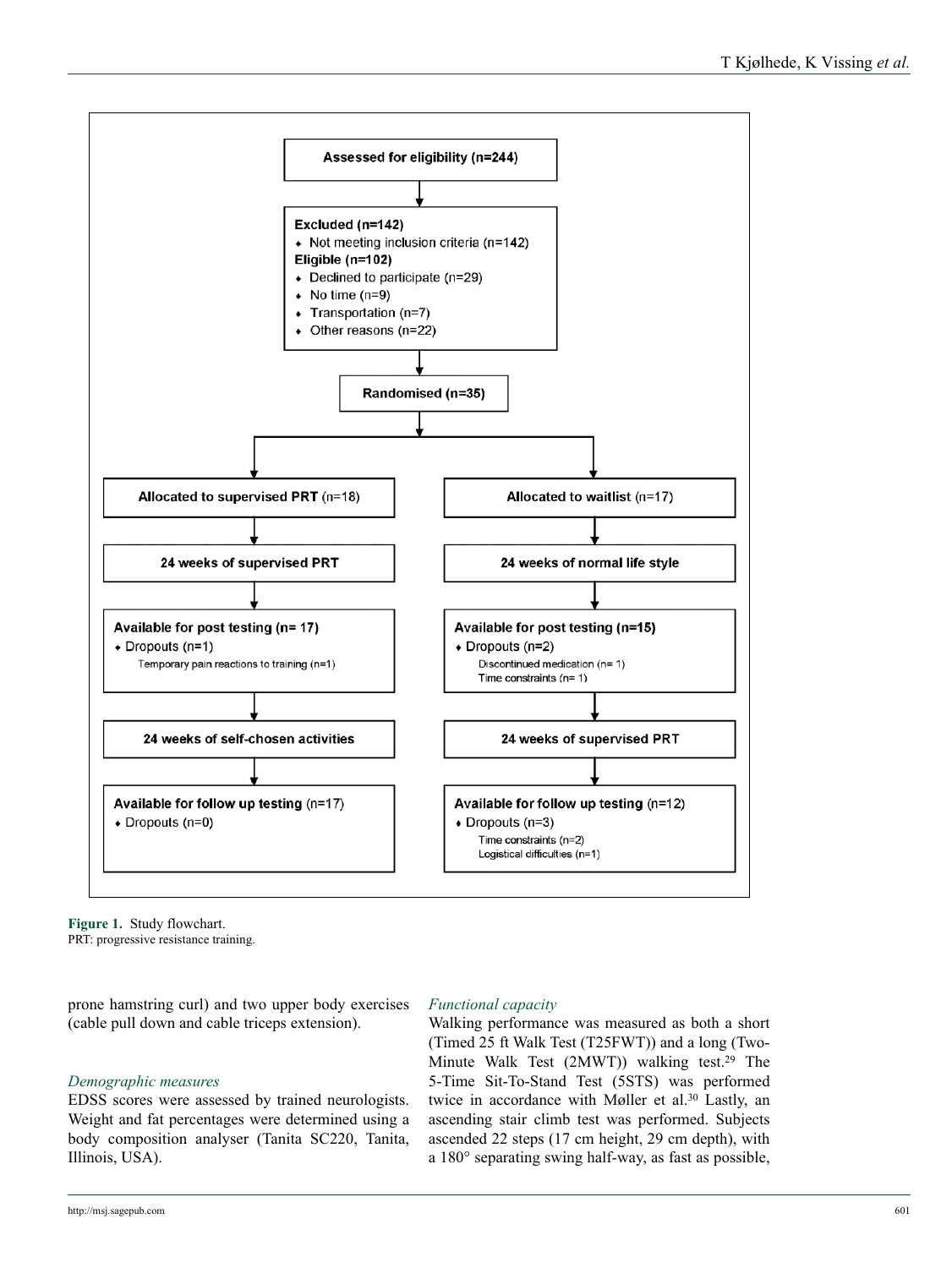Assessed for eligibility (n=244)

**Excluded (n=142)**
- Not meeting inclusion criteria (n=142)

**Eligible (n=102)**
- Declined to participate (n=29)
- No time (n=9)
- Transportation (n=7)
- Other reasons (n=22)

**Randomised (n=35)**

| **Allocated to supervised PRT** (n=18) | **Allocated to waitlist** (n=17) |
| --- | --- |
| **24 weeks of supervised PRT** | **24 weeks of normal life style** |
| **Available for post testing (n= 17)**<br>• Dropouts (n=1)<br>Temporary pain reactions to training (n=1) | **Available for post testing (n=15)**<br>• Dropouts (n=2)<br>Discontinued medication (n= 1)<br>Time constraints (n= 1) |
| **24 weeks of self-chosen activities** | **24 weeks of supervised PRT** |
| **Available for follow up testing** (n=17)<br>• Dropouts (n=0) | **Available for follow up testing** (n=12)<br>• Dropouts (n=3)<br>Time constraints (n=2)<br>Logistical difficulties (n=1) |

**Figure 1.** Study flowchart.
PRT: progressive resistance training.

prone hamstring curl) and two upper body exercises (cable pull down and cable triceps extension).

### *Demographic measures*

EDSS scores were assessed by trained neurologists. Weight and fat percentages were determined using a body composition analyser (Tanita SC220, Tanita, Illinois, USA).

### *Functional capacity*

Walking performance was measured as both a short (Timed 25 ft Walk Test (T25FWT)) and a long (Two-Minute Walk Test (2MWT)) walking test.[29] The 5-Time Sit-To-Stand Test (5STS) was performed twice in accordance with Møller et al.[30] Lastly, an ascending stair climb test was performed. Subjects ascended 22 steps (17 cm height, 29 cm depth), with a 180° separating swing half-way, as fast as possible,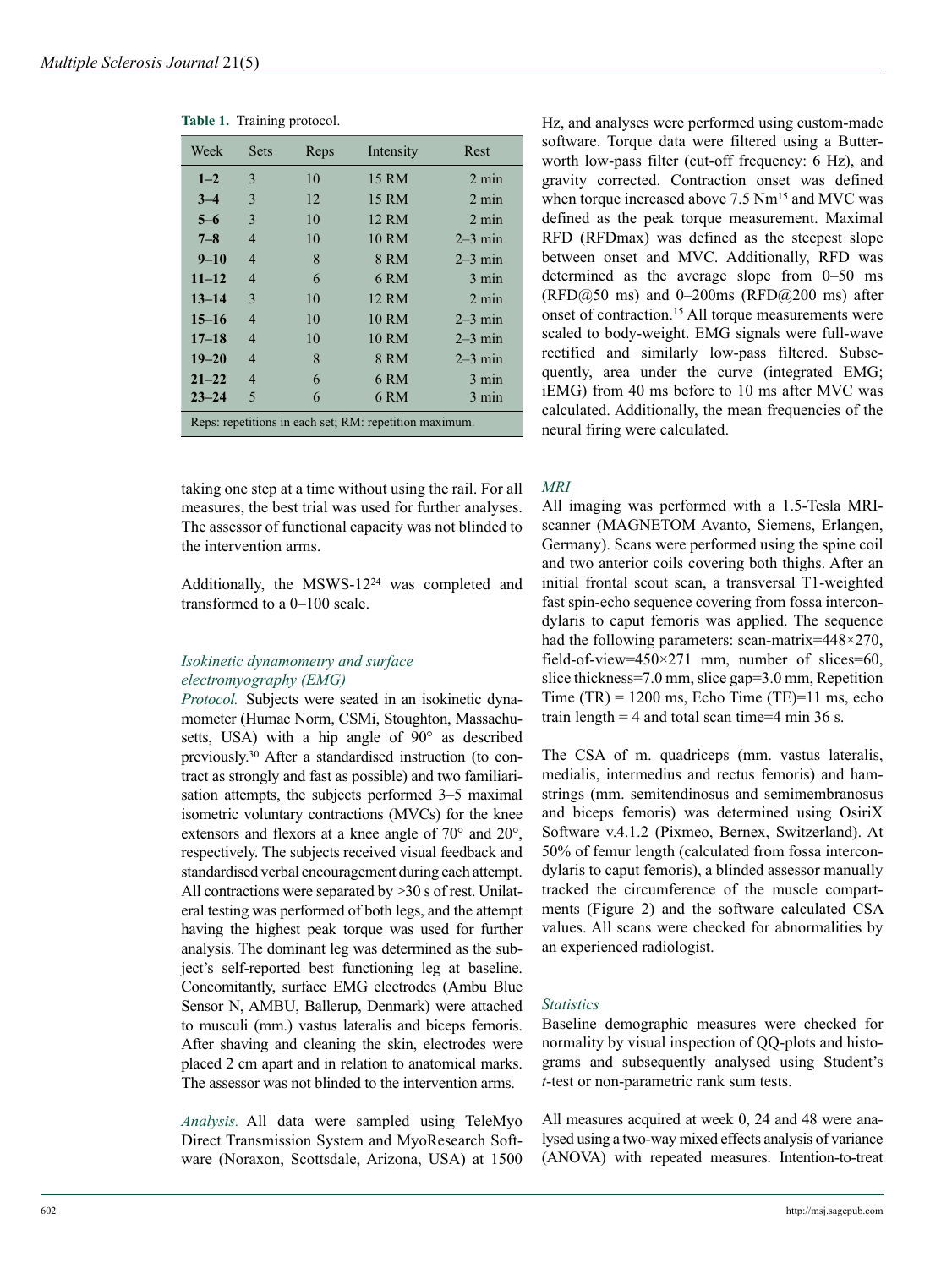**Table 1.** Training protocol.

| Week | Sets | Reps | Intensity | Rest |
|---|---|---|---|---|
| **1–2** | 3 | 10 | 15 RM | 2 min |
| **3–4** | 3 | 12 | 15 RM | 2 min |
| **5–6** | 3 | 10 | 12 RM | 2 min |
| **7–8** | 4 | 10 | 10 RM | 2–3 min |
| **9–10** | 4 | 8 | 8 RM | 2–3 min |
| **11–12** | 4 | 6 | 6 RM | 3 min |
| **13–14** | 3 | 10 | 12 RM | 2 min |
| **15–16** | 4 | 10 | 10 RM | 2–3 min |
| **17–18** | 4 | 10 | 10 RM | 2–3 min |
| **19–20** | 4 | 8 | 8 RM | 2–3 min |
| **21–22** | 4 | 6 | 6 RM | 3 min |
| **23–24** | 5 | 6 | 6 RM | 3 min |

Reps: repetitions in each set; RM: repetition maximum.

taking one step at a time without using the rail. For all measures, the best trial was used for further analyses. The assessor of functional capacity was not blinded to the intervention arms.

Additionally, the MSWS-12[24] was completed and transformed to a 0–100 scale.

### *Isokinetic dynamometry and surface electromyography (EMG)*

*Protocol.* Subjects were seated in an isokinetic dynamometer (Humac Norm, CSMi, Stoughton, Massachusetts, USA) with a hip angle of 90° as described previously.[30] After a standardised instruction (to contract as strongly and fast as possible) and two familiarisation attempts, the subjects performed 3–5 maximal isometric voluntary contractions (MVCs) for the knee extensors and flexors at a knee angle of 70° and 20°, respectively. The subjects received visual feedback and standardised verbal encouragement during each attempt. All contractions were separated by >30 s of rest. Unilateral testing was performed of both legs, and the attempt having the highest peak torque was used for further analysis. The dominant leg was determined as the subject's self-reported best functioning leg at baseline. Concomitantly, surface EMG electrodes (Ambu Blue Sensor N, AMBU, Ballerup, Denmark) were attached to musculi (mm.) vastus lateralis and biceps femoris. After shaving and cleaning the skin, electrodes were placed 2 cm apart and in relation to anatomical marks. The assessor was not blinded to the intervention arms.

*Analysis.* All data were sampled using TeleMyo Direct Transmission System and MyoResearch Software (Noraxon, Scottsdale, Arizona, USA) at 1500 Hz, and analyses were performed using custom-made software. Torque data were filtered using a Butterworth low-pass filter (cut-off frequency: 6 Hz), and gravity corrected. Contraction onset was defined when torque increased above 7.5 Nm[15] and MVC was defined as the peak torque measurement. Maximal RFD (RFDmax) was defined as the steepest slope between onset and MVC. Additionally, RFD was determined as the average slope from 0–50 ms (RFD@50 ms) and 0–200ms (RFD@200 ms) after onset of contraction.[15] All torque measurements were scaled to body-weight. EMG signals were full-wave rectified and similarly low-pass filtered. Subsequently, area under the curve (integrated EMG; iEMG) from 40 ms before to 10 ms after MVC was calculated. Additionally, the mean frequencies of the neural firing were calculated.

### *MRI*

All imaging was performed with a 1.5-Tesla MRI-scanner (MAGNETOM Avanto, Siemens, Erlangen, Germany). Scans were performed using the spine coil and two anterior coils covering both thighs. After an initial frontal scout scan, a transversal T1-weighted fast spin-echo sequence covering from fossa intercondylaris to caput femoris was applied. The sequence had the following parameters: scan-matrix=448×270, field-of-view=450×271 mm, number of slices=60, slice thickness=7.0 mm, slice gap=3.0 mm, Repetition Time (TR) = 1200 ms, Echo Time (TE)=11 ms, echo train length = 4 and total scan time=4 min 36 s.

The CSA of m. quadriceps (mm. vastus lateralis, medialis, intermedius and rectus femoris) and hamstrings (mm. semitendinosus and semimembranosus and biceps femoris) was determined using OsiriX Software v.4.1.2 (Pixmeo, Bernex, Switzerland). At 50% of femur length (calculated from fossa intercondylaris to caput femoris), a blinded assessor manually tracked the circumference of the muscle compartments (Figure 2) and the software calculated CSA values. All scans were checked for abnormalities by an experienced radiologist.

### *Statistics*

Baseline demographic measures were checked for normality by visual inspection of QQ-plots and histograms and subsequently analysed using Student's *t*-test or non-parametric rank sum tests.

All measures acquired at week 0, 24 and 48 were analysed using a two-way mixed effects analysis of variance (ANOVA) with repeated measures. Intention-to-treat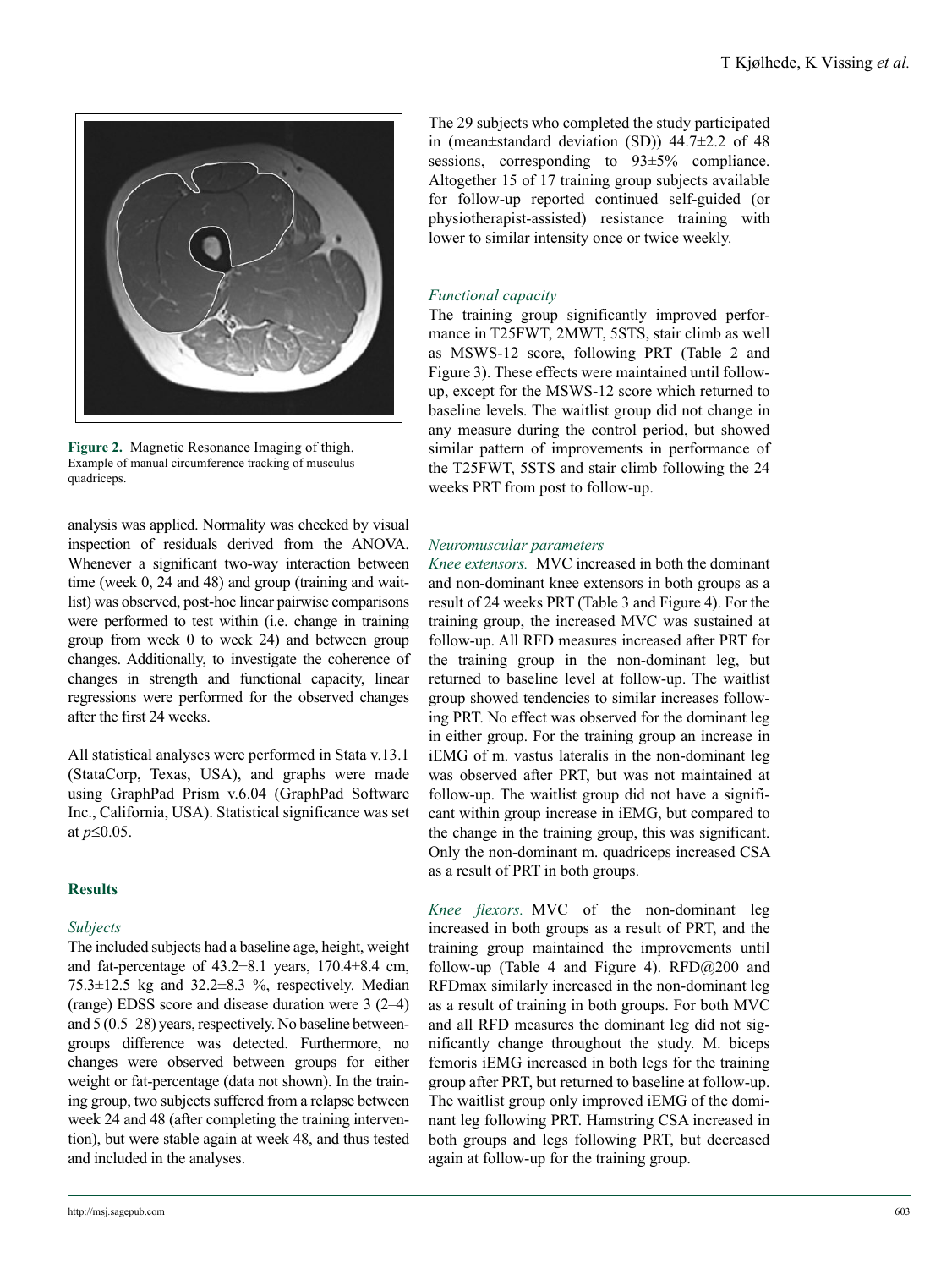Figure 2. Magnetic Resonance Imaging of thigh. Example of manual circumference tracking of musculus quadriceps.

analysis was applied. Normality was checked by visual inspection of residuals derived from the ANOVA. Whenever a significant two-way interaction between time (week 0, 24 and 48) and group (training and waitlist) was observed, post-hoc linear pairwise comparisons were performed to test within (i.e. change in training group from week 0 to week 24) and between group changes. Additionally, to investigate the coherence of changes in strength and functional capacity, linear regressions were performed for the observed changes after the first 24 weeks.

All statistical analyses were performed in Stata v.13.1 (StataCorp, Texas, USA), and graphs were made using GraphPad Prism v.6.04 (GraphPad Software Inc., California, USA). Statistical significance was set at $p \leq 0.05$.

## Results

*Subjects*

The included subjects had a baseline age, height, weight and fat-percentage of 43.2±8.1 years, 170.4±8.4 cm, 75.3±12.5 kg and 32.2±8.3 %, respectively. Median (range) EDSS score and disease duration were 3 (2–4) and 5 (0.5–28) years, respectively. No baseline between-groups difference was detected. Furthermore, no changes were observed between groups for either weight or fat-percentage (data not shown). In the training group, two subjects suffered from a relapse between week 24 and 48 (after completing the training intervention), but were stable again at week 48, and thus tested and included in the analyses.

The 29 subjects who completed the study participated in (mean±standard deviation (SD)) 44.7±2.2 of 48 sessions, corresponding to 93±5% compliance. Altogether 15 of 17 training group subjects available for follow-up reported continued self-guided (or physiotherapist-assisted) resistance training with lower to similar intensity once or twice weekly.

*Functional capacity*

The training group significantly improved performance in T25FWT, 2MWT, 5STS, stair climb as well as MSWS-12 score, following PRT (Table 2 and Figure 3). These effects were maintained until follow-up, except for the MSWS-12 score which returned to baseline levels. The waitlist group did not change in any measure during the control period, but showed similar pattern of improvements in performance of the T25FWT, 5STS and stair climb following the 24 weeks PRT from post to follow-up.

*Neuromuscular parameters*

*Knee extensors.* MVC increased in both the dominant and non-dominant knee extensors in both groups as a result of 24 weeks PRT (Table 3 and Figure 4). For the training group, the increased MVC was sustained at follow-up. All RFD measures increased after PRT for the training group in the non-dominant leg, but returned to baseline level at follow-up. The waitlist group showed tendencies to similar increases following PRT. No effect was observed for the dominant leg in either group. For the training group an increase in iEMG of m. vastus lateralis in the non-dominant leg was observed after PRT, but was not maintained at follow-up. The waitlist group did not have a significant within group increase in iEMG, but compared to the change in the training group, this was significant. Only the non-dominant m. quadriceps increased CSA as a result of PRT in both groups.

*Knee flexors.* MVC of the non-dominant leg increased in both groups as a result of PRT, and the training group maintained the improvements until follow-up (Table 4 and Figure 4). RFD@200 and RFDmax similarly increased in the non-dominant leg as a result of training in both groups. For both MVC and all RFD measures the dominant leg did not significantly change throughout the study. M. biceps femoris iEMG increased in both legs for the training group after PRT, but returned to baseline at follow-up. The waitlist group only improved iEMG of the dominant leg following PRT. Hamstring CSA increased in both groups and legs following PRT, but decreased again at follow-up for the training group.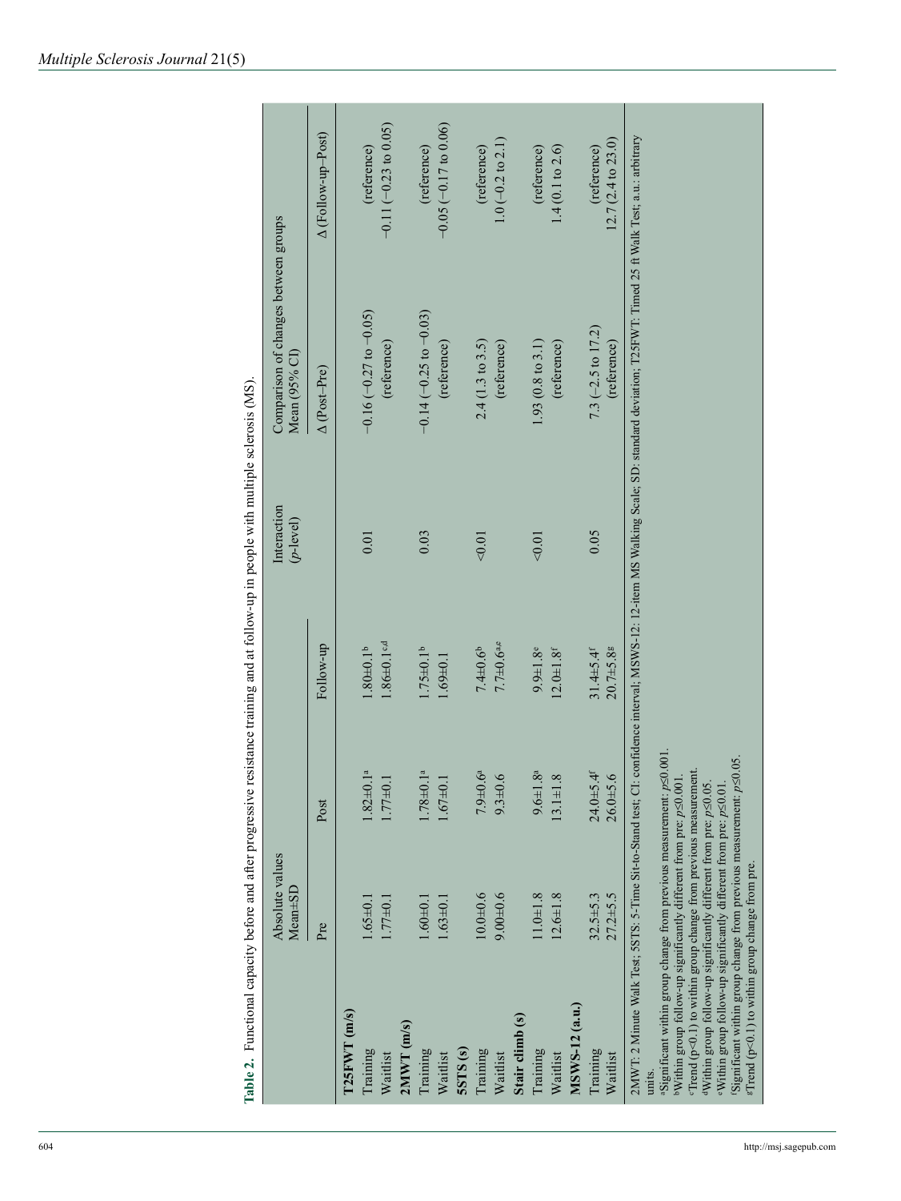**Table 2.** Functional capacity before and after progressive resistance training and at follow-up in people with multiple sclerosis (MS).

| | Absolute values Mean±SD | | | Interaction ($p$-level) | Comparison of changes between groups Mean (95% CI) | |
|---|---|---|---|---|---|---|
| | Pre | Post | Follow-up | | Δ (Post–Pre) | Δ (Follow-up–Post) |
| **T25FWT (m/s)** | | | | | | |
| Training | 1.65±0.1 | 1.82±0.1[a] | 1.80±0.1[b] | 0.01 | −0.16 (−0.27 to −0.05) | (reference) |
| Waitlist | 1.77±0.1 | 1.77±0.1 | 1.86±0.1[c,d] | | (reference) | −0.11 (−0.23 to 0.05) |
| **2MWT (m/s)** | | | | | | |
| Training | 1.60±0.1 | 1.78±0.1[a] | 1.75±0.1[b] | 0.03 | −0.14 (−0.25 to −0.03) | (reference) |
| Waitlist | 1.63±0.1 | 1.67±0.1 | 1.69±0.1 | | (reference) | −0.05 (−0.17 to 0.06) |
| **5STS (s)** | | | | | | |
| Training | 10.0±0.6 | 7.9±0.6[a] | 7.4±0.6[b] | <0.01 | 2.4 (1.3 to 3.5) | (reference) |
| Waitlist | 9.00±0.6 | 9.3±0.6 | 7.7±0.6[a,e] | | (reference) | 1.0 (−0.2 to 2.1) |
| **Stair climb (s)** | | | | | | |
| Training | 11.0±1.8 | 9.6±1.8[a] | 9.9±1.8[e] | <0.01 | 1.93 (0.8 to 3.1) | (reference) |
| Waitlist | 12.6±1.8 | 13.1±1.8 | 12.0±1.8[f] | | (reference) | 1.4 (0.1 to 2.6) |
| **MSWS-12 (a.u.)** | | | | | | |
| Training | 32.5±5.3 | 24.0±5.4[f] | 31.4±5.4[f] | 0.05 | 7.3 (−2.5 to 17.2) | (reference) |
| Waitlist | 27.2±5.5 | 26.0±5.6 | 20.7±5.8[g] | | (reference) | 12.7 (2.4 to 23.0) |

2MWT: 2 Minute Walk Test; 5STS: 5-Time Sit-to-Stand test; CI: confidence interval; MSWS-12: 12-item MS Walking Scale; SD: standard deviation; T25FWT: Timed 25 ft Walk Test; a.u.: arbitrary units.

[a]Significant within group change from previous measurement: $p \leq 0.001$.
[b]Within group follow-up significantly different from pre: $p \leq 0.001$.
[c]Trend ($p<0.1$) to within group change from previous measurement.
[d]Within group follow-up significantly different from pre: $p \leq 0.05$.
[e]Within group follow-up significantly different from pre: $p \leq 0.01$.
[f]Significant within group change from previous measurement: $p \leq 0.05$.
[g]Trend ($p<0.1$) to within group change from pre.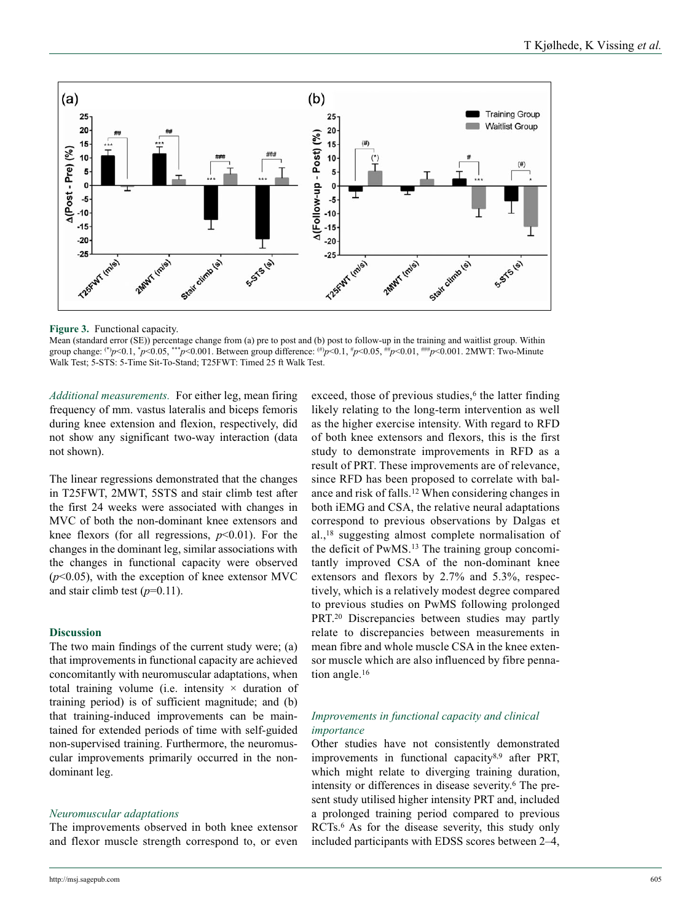**Figure 3.** Functional capacity.

Mean (standard error (SE)) percentage change from (a) pre to post and (b) post to follow-up in the training and waitlist group. Within group change: $^{(*)}p<0.1$, $^{*}p<0.05$, $^{***}p<0.001$. Between group difference: $^{(\#)}p<0.1$, $^{\#}p<0.05$, $^{\#\#}p<0.01$, $^{\#\#\#}p<0.001$. 2MWT: Two-Minute Walk Test; 5-STS: 5-Time Sit-To-Stand; T25FWT: Timed 25 ft Walk Test.

*Additional measurements.* For either leg, mean firing frequency of mm. vastus lateralis and biceps femoris during knee extension and flexion, respectively, did not show any significant two-way interaction (data not shown).

The linear regressions demonstrated that the changes in T25FWT, 2MWT, 5STS and stair climb test after the first 24 weeks were associated with changes in MVC of both the non-dominant knee extensors and knee flexors (for all regressions, $p<0.01$). For the changes in the dominant leg, similar associations with the changes in functional capacity were observed ($p<0.05$), with the exception of knee extensor MVC and stair climb test ($p=0.11$).

## Discussion

The two main findings of the current study were; (a) that improvements in functional capacity are achieved concomitantly with neuromuscular adaptations, when total training volume (i.e. intensity × duration of training period) is of sufficient magnitude; and (b) that training-induced improvements can be maintained for extended periods of time with self-guided non-supervised training. Furthermore, the neuromuscular improvements primarily occurred in the non-dominant leg.

### *Neuromuscular adaptations*

The improvements observed in both knee extensor and flexor muscle strength correspond to, or even exceed, those of previous studies,[6] the latter finding likely relating to the long-term intervention as well as the higher exercise intensity. With regard to RFD of both knee extensors and flexors, this is the first study to demonstrate improvements in RFD as a result of PRT. These improvements are of relevance, since RFD has been proposed to correlate with balance and risk of falls.[12] When considering changes in both iEMG and CSA, the relative neural adaptations correspond to previous observations by Dalgas et al.,[18] suggesting almost complete normalisation of the deficit of PwMS.[13] The training group concomitantly improved CSA of the non-dominant knee extensors and flexors by 2.7% and 5.3%, respectively, which is a relatively modest degree compared to previous studies on PwMS following prolonged PRT.[20] Discrepancies between studies may partly relate to discrepancies between measurements in mean fibre and whole muscle CSA in the knee extensor muscle which are also influenced by fibre pennation angle.[16]

### *Improvements in functional capacity and clinical importance*

Other studies have not consistently demonstrated improvements in functional capacity[8,9] after PRT, which might relate to diverging training duration, intensity or differences in disease severity.[6] The present study utilised higher intensity PRT and, included a prolonged training period compared to previous RCTs.[6] As for the disease severity, this study only included participants with EDSS scores between 2–4,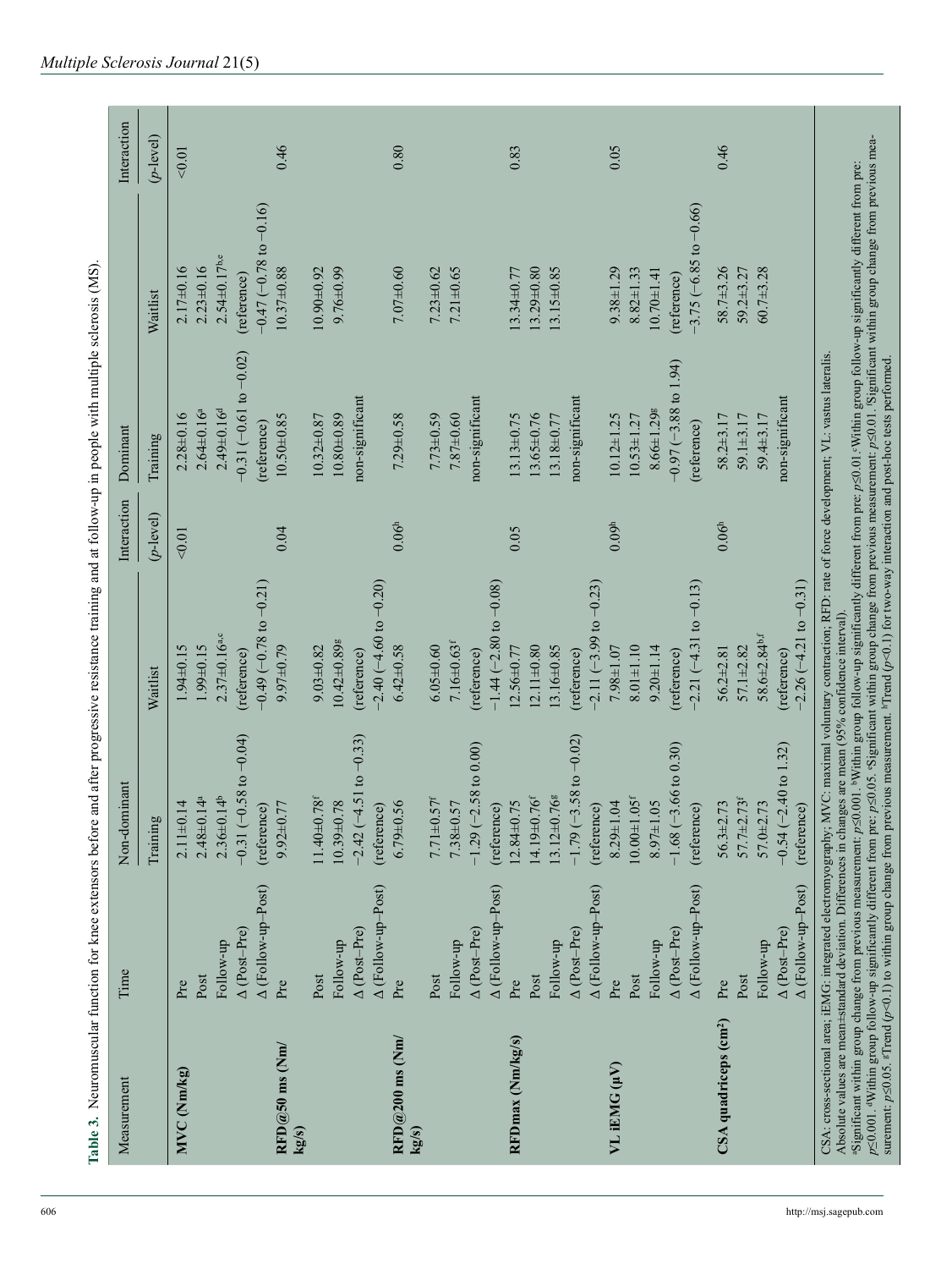**Table 3.** Neuromuscular function for knee extensors before and after progressive resistance training and at follow-up in people with multiple sclerosis (MS).

| Measurement | Time | Non-dominant | | Interaction | Dominant | | Interaction |
|---|---|---|---|---|---|---|---|
| | | Training | Waitlist | ($p$-level) | Training | Waitlist | ($p$-level) |
| **MVC (Nm/kg)** | Pre | 2.11±0.14 | 1.94±0.15 | <0.01 | 2.28±0.16 | 2.17±0.16 | <0.01 |
| | Post | 2.48±0.14[a] | 1.99±0.15 | | 2.64±0.16[a] | 2.23±0.16 | |
| | Follow-up | 2.36±0.14[b] | 2.37±0.16[a,c] | | 2.49±0.16[d] | 2.54±0.17[b,e] | |
| | Δ (Post–Pre) | −0.31 (−0.58 to −0.04) | (reference) | | −0.31 (−0.61 to −0.02) | (reference) | |
| | Δ (Follow-up–Post) | (reference) | −0.49 (−0.78 to −0.21) | | (reference) | −0.47 (−0.78 to −0.16) | |
| **RFD@50 ms (Nm/kg/s)** | Pre | 9.92±0.77 | 9.97±0.79 | 0.04 | 10.50±0.85 | 10.37±0.88 | 0.46 |
| | Post | 11.40±0.78[f] | 9.03±0.82 | | 10.32±0.87 | 10.90±0.92 | |
| | Follow-up | 10.39±0.78 | 10.42±0.89[g] | | 10.80±0.89 | 9.76±0.99 | |
| | Δ (Post–Pre) | −2.42 (−4.51 to −0.33) | (reference) | | non-significant | | |
| | Δ (Follow-up–Post) | (reference) | −2.40 (−4.60 to −0.20) | | | | |
| **RFD@200 ms (Nm/kg/s)** | Pre | 6.79±0.56 | 6.42±0.58 | 0.06[h] | 7.29±0.58 | 7.07±0.60 | 0.80 |
| | Post | 7.71±0.57[f] | 6.05±0.60 | | 7.73±0.59 | 7.23±0.62 | |
| | Follow-up | 7.38±0.57 | 7.16±0.63[f] | | 7.87±0.60 | 7.21±0.65 | |
| | Δ (Post–Pre) | −1.29 (−2.58 to 0.00) | (reference) | | non-significant | | |
| | Δ (Follow-up–Post) | (reference) | −1.44 (−2.80 to −0.08) | | | | |
| **RFDmax (Nm/kg/s)** | Pre | 12.84±0.75 | 12.56±0.77 | 0.05 | 13.13±0.75 | 13.34±0.77 | 0.83 |
| | Post | 14.19±0.76[f] | 12.11±0.80 | | 13.65±0.76 | 13.29±0.80 | |
| | Follow-up | 13.12±0.76[g] | 13.16±0.85 | | 13.18±0.77 | 13.15±0.85 | |
| | Δ (Post–Pre) | −1.79 (−3.58 to −0.02) | (reference) | | non-significant | | |
| | Δ (Follow-up–Post) | (reference) | −2.11 (−3.99 to −0.23) | | | | |
| **VL iEMG (µV)** | Pre | 8.29±1.04 | 7.98±1.07 | 0.09[h] | 10.12±1.25 | 9.38±1.29 | 0.05 |
| | Post | 10.00±1.05[f] | 8.01±1.10 | | 10.53±1.27 | 8.82±1.33 | |
| | Follow-up | 8.97±1.05 | 9.20±1.14 | | 8.66±1.29[g] | 10.70±1.41 | |
| | Δ (Post–Pre) | −1.68 (−3.66 to 0.30) | (reference) | | −0.97 (−3.88 to 1.94) | (reference) | |
| | Δ (Follow-up–Post) | (reference) | −2.21 (−4.31 to −0.13) | | (reference) | −3.75 (−6.85 to −0.66) | |
| **CSA quadriceps (cm²)** | Pre | 56.3±2.73 | 56.2±2.81 | 0.06[h] | 58.2±3.17 | 58.7±3.26 | 0.46 |
| | Post | 57.7±2.73[f] | 57.1±2.82 | | 59.1±3.17 | 59.2±3.27 | |
| | Follow-up | 57.0±2.73 | 58.6±2.84[b,f] | | 59.4±3.17 | 60.7±3.28 | |
| | Δ (Post–Pre) | −0.54 (−2.40 to 1.32) | (reference) | | non-significant | | |
| | Δ (Follow-up–Post) | (reference) | −2.26 (−4.21 to −0.31) | | | | |

CSA: cross-sectional area; iEMG: integrated electromyography; MVC: maximal voluntary contraction; RFD: rate of force development; VL: vastus lateralis.
Absolute values are mean±standard deviation. Differences in changes are mean (95% confidence interval).
[a]Significant within group change from previous measurement: $p \leq 0.001$. [b]Within group follow-up significantly different from pre: $p \leq 0.01$. [c]Within group follow-up significantly different from pre: $p \leq 0.001$. [d]Within group follow-up significantly different from pre: $p \leq 0.05$. [e]Significant within group change from previous measurement: $p \leq 0.01$. [f]Significant within group change from previous measurement: $p \leq 0.05$. [g]Trend ($p<0.1$) to within group change from previous measurement. [h]Trend ($p<0.1$) for two-way interaction and post-hoc tests performed.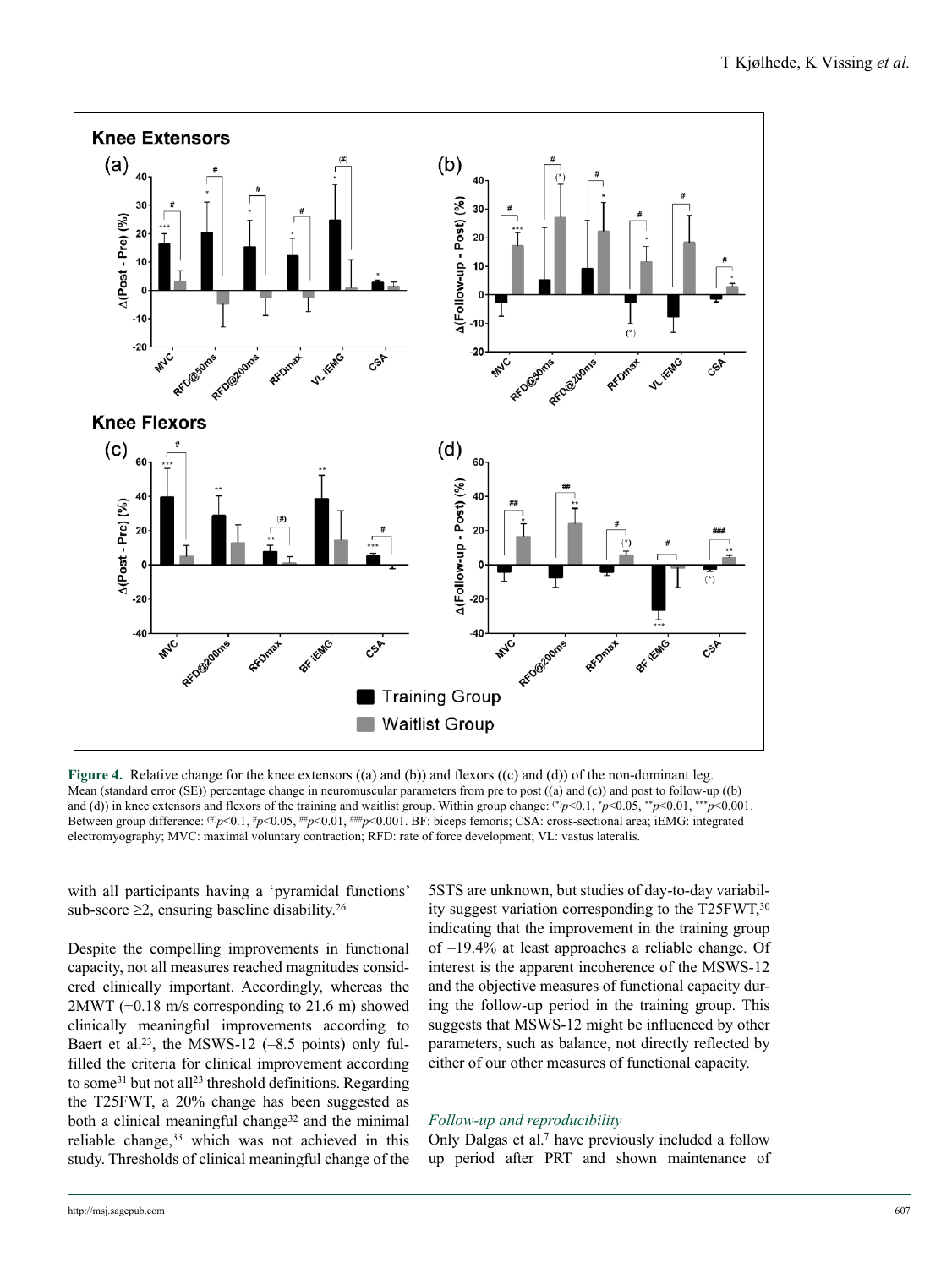**Figure 4.** Relative change for the knee extensors ((a) and (b)) and flexors ((c) and (d)) of the non-dominant leg.
Mean (standard error (SE)) percentage change in neuromuscular parameters from pre to post ((a) and (c)) and post to follow-up ((b) and (d)) in knee extensors and flexors of the training and waitlist group. Within group change: $^{(*)}p<0.1$, $^{*}p<0.05$, $^{**}p<0.01$, $^{***}p<0.001$. Between group difference: $^{(\#)}p<0.1$, $^{\#}p<0.05$, $^{\#\#}p<0.01$, $^{\#\#\#}p<0.001$. BF: biceps femoris; CSA: cross-sectional area; iEMG: integrated electromyography; MVC: maximal voluntary contraction; RFD: rate of force development; VL: vastus lateralis.

with all participants having a 'pyramidal functions' sub-score ≥2, ensuring baseline disability.[26]

Despite the compelling improvements in functional capacity, not all measures reached magnitudes considered clinically important. Accordingly, whereas the 2MWT (+0.18 m/s corresponding to 21.6 m) showed clinically meaningful improvements according to Baert et al.[23], the MSWS-12 (–8.5 points) only fulfilled the criteria for clinical improvement according to some[31] but not all[23] threshold definitions. Regarding the T25FWT, a 20% change has been suggested as both a clinical meaningful change[32] and the minimal reliable change,[33] which was not achieved in this study. Thresholds of clinical meaningful change of the 5STS are unknown, but studies of day-to-day variability suggest variation corresponding to the T25FWT,[30] indicating that the improvement in the training group of –19.4% at least approaches a reliable change. Of interest is the apparent incoherence of the MSWS-12 and the objective measures of functional capacity during the follow-up period in the training group. This suggests that MSWS-12 might be influenced by other parameters, such as balance, not directly reflected by either of our other measures of functional capacity.

### *Follow-up and reproducibility*

Only Dalgas et al.[7] have previously included a follow up period after PRT and shown maintenance of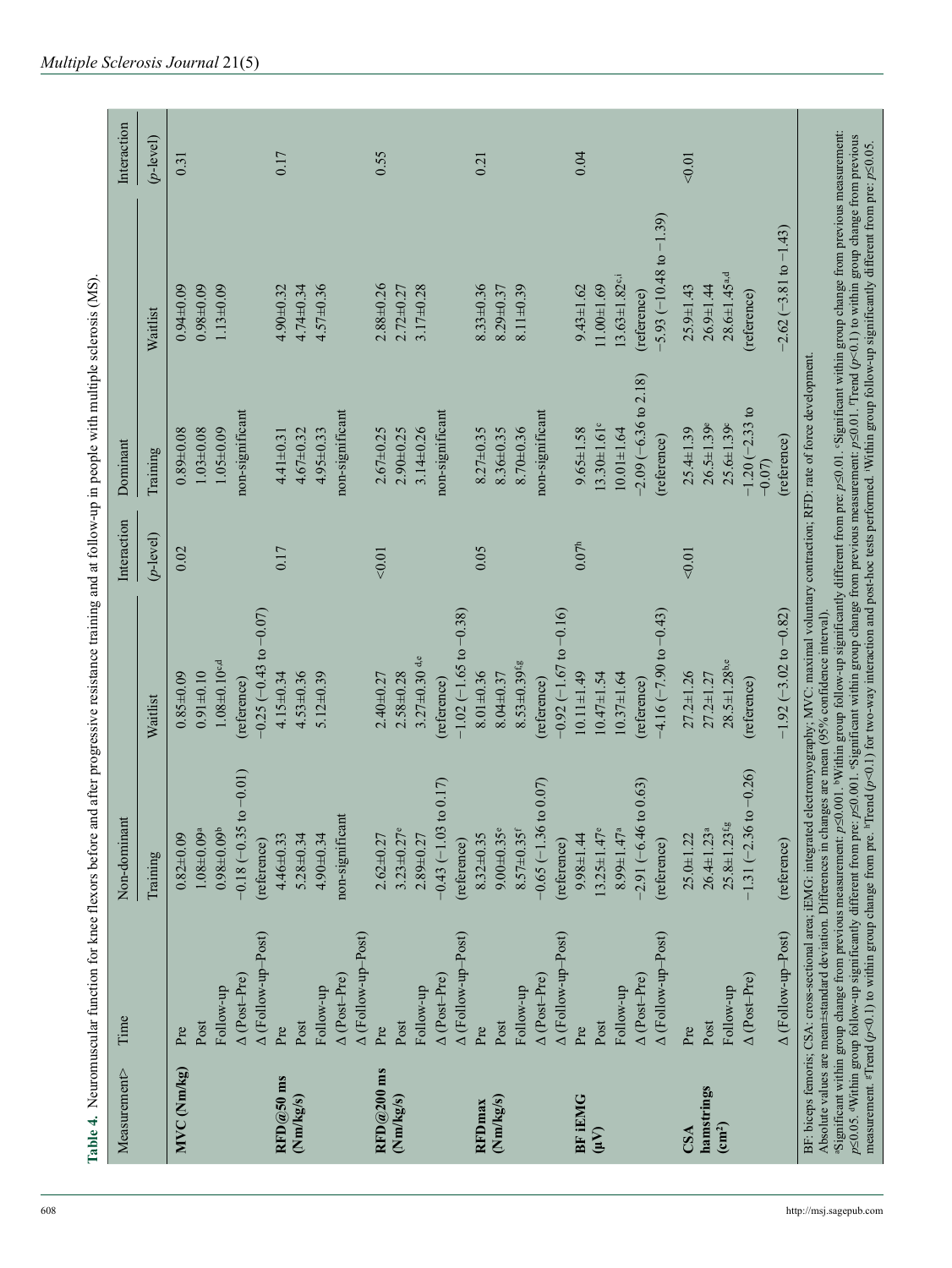**Table 4.** Neuromuscular function for knee flexors before and after progressive resistance training and at follow-up in people with multiple sclerosis (MS).

| Measurement | Time | Non-dominant | | Interaction | Dominant | | Interaction |
|---|---|---|---|---|---|---|---|
| | | Training | Waitlist | (*p*-level) | Training | Waitlist | (*p*-level) |
| **MVC (Nm/kg)** | Pre | 0.82±0.09 | 0.85±0.09 | 0.02 | 0.89±0.08 | 0.94±0.09 | 0.31 |
| | Post | 1.08±0.09[a] | 0.91±0.10 | | 1.03±0.08 | 0.98±0.09 | |
| | Follow-up | 0.98±0.09[b] | 1.08±0.10[c,d] | | 1.05±0.09 | 1.13±0.09 | |
| | Δ (Post–Pre) | −0.18 (−0.35 to −0.01) | (reference) | | non-significant | | |
| | Δ (Follow-up–Post) | (reference) | −0.25 (−0.43 to −0.07) | | | | |
| **RFD@50 ms (Nm/kg/s)** | Pre | 4.46±0.33 | 4.15±0.34 | 0.17 | 4.41±0.31 | 4.90±0.32 | 0.17 |
| | Post | 5.28±0.34 | 4.53±0.36 | | 4.67±0.32 | 4.74±0.34 | |
| | Follow-up | 4.90±0.34 | 5.12±0.39 | | 4.95±0.33 | 4.57±0.36 | |
| | Δ (Post–Pre) | non-significant | | | non-significant | | |
| | Δ (Follow-up–Post) | | | | | | |
| **RFD@200 ms (Nm/kg/s)** | Pre | 2.62±0.27 | 2.40±0.27 | <0.01 | 2.67±0.25 | 2.88±0.26 | 0.55 |
| | Post | 3.23±0.27[e] | 2.58±0.28 | | 2.90±0.25 | 2.72±0.27 | |
| | Follow-up | 2.89±0.27 | 3.27±0.30[d,e] | | 3.14±0.26 | 3.17±0.28 | |
| | Δ (Post–Pre) | −0.43 (−1.03 to 0.17) | (reference) | | non-significant | | |
| | Δ (Follow-up–Post) | (reference) | −1.02 (−1.65 to −0.38) | | | | |
| **RFDmax (Nm/kg/s)** | Pre | 8.32±0.35 | 8.01±0.36 | 0.05 | 8.27±0.35 | 8.33±0.36 | 0.21 |
| | Post | 9.00±0.35[e] | 8.04±0.37 | | 8.36±0.35 | 8.29±0.37 | |
| | Follow-up | 8.57±0.35[f] | 8.53±0.39[f,g] | | 8.70±0.36 | 8.11±0.39 | |
| | Δ (Post–Pre) | −0.65 (−1.36 to 0.07) | (reference) | | non-significant | | |
| | Δ (Follow-up–Post) | (reference) | −0.92 (−1.67 to −0.16) | | | | |
| **BF iEMG (μV)** | Pre | 9.98±1.44 | 10.11±1.49 | 0.07[h] | 9.65±1.58 | 9.43±1.62 | 0.04 |
| | Post | 13.25±1.47[e] | 10.47±1.54 | | 13.30±1.61[e] | 11.00±1.69 | |
| | Follow-up | 8.99±1.47[a] | 10.37±1.64 | | 10.01±1.64 | 13.63±1.82[c,i] | |
| | Δ (Post–Pre) | −2.91 (−6.46 to 0.63) | (reference) | | −2.09 (−6.36 to 2.18) | (reference) | |
| | Δ (Follow-up–Post) | (reference) | −4.16 (−7.90 to −0.43) | | (reference) | −5.93 (−10.48 to −1.39) | |
| **CSA hamstrings (cm²)** | Pre | 25.0±1.22 | 27.2±1.26 | <0.01 | 25.4±1.39 | 25.9±1.43 | <0.01 |
| | Post | 26.4±1.23[a] | 27.2±1.27 | | 26.5±1.39[e] | 26.9±1.44 | |
| | Follow-up | 25.8±1.23[f,g] | 28.5±1.28[b,e] | | 25.6±1.39[c] | 28.6±1.45[a,d] | |
| | Δ (Post–Pre) | −1.31 (−2.36 to −0.26) | (reference) | | −1.20 (−2.33 to −0.07) | (reference) | |
| | Δ (Follow-up–Post) | (reference) | −1.92 (−3.02 to −0.82) | | (reference) | −2.62 (−3.81 to −1.43) | |

BF: biceps femoris; CSA: cross-sectional area; iEMG: integrated electromyography; MVC: maximal voluntary contraction; RFD: rate of force development.
Absolute values are mean±standard deviation. Differences in changes are mean (95% confidence interval).
[a]Significant within group change from previous measurement: $p \leq 0.001$. [b]Within group follow-up significantly different from pre: $p \leq 0.01$. [c]Significant within group change from previous measurement: $p \leq 0.05$. [d]Within group follow-up significantly different from pre: $p \leq 0.001$. [e]Significant within group change from previous measurement: $p \leq 0.01$. [f]Trend ($p < 0.1$) to within group change from previous measurement. [g]Trend ($p < 0.1$) to within group change from pre. [h]Trend ($p < 0.1$) for two-way interaction and post-hoc tests performed. [i]Within group follow-up significantly different from pre: $p \leq 0.05$.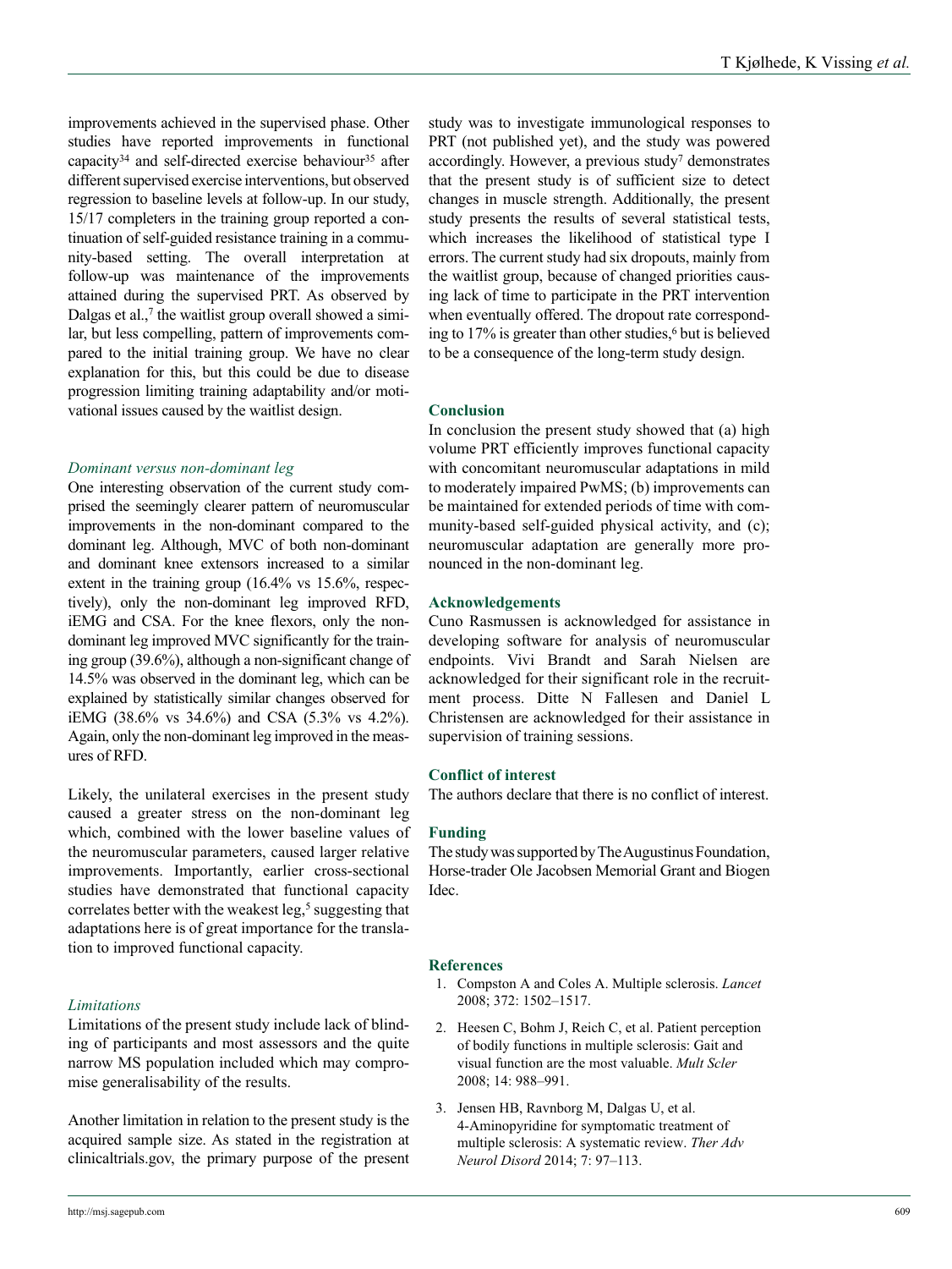improvements achieved in the supervised phase. Other studies have reported improvements in functional capacity[34] and self-directed exercise behaviour[35] after different supervised exercise interventions, but observed regression to baseline levels at follow-up. In our study, 15/17 completers in the training group reported a continuation of self-guided resistance training in a community-based setting. The overall interpretation at follow-up was maintenance of the improvements attained during the supervised PRT. As observed by Dalgas et al.,[7] the waitlist group overall showed a similar, but less compelling, pattern of improvements compared to the initial training group. We have no clear explanation for this, but this could be due to disease progression limiting training adaptability and/or motivational issues caused by the waitlist design.

### *Dominant versus non-dominant leg*

One interesting observation of the current study comprised the seemingly clearer pattern of neuromuscular improvements in the non-dominant compared to the dominant leg. Although, MVC of both non-dominant and dominant knee extensors increased to a similar extent in the training group (16.4% vs 15.6%, respectively), only the non-dominant leg improved RFD, iEMG and CSA. For the knee flexors, only the non-dominant leg improved MVC significantly for the training group (39.6%), although a non-significant change of 14.5% was observed in the dominant leg, which can be explained by statistically similar changes observed for iEMG (38.6% vs 34.6%) and CSA (5.3% vs 4.2%). Again, only the non-dominant leg improved in the measures of RFD.

Likely, the unilateral exercises in the present study caused a greater stress on the non-dominant leg which, combined with the lower baseline values of the neuromuscular parameters, caused larger relative improvements. Importantly, earlier cross-sectional studies have demonstrated that functional capacity correlates better with the weakest leg,[5] suggesting that adaptations here is of great importance for the translation to improved functional capacity.

### *Limitations*

Limitations of the present study include lack of blinding of participants and most assessors and the quite narrow MS population included which may compromise generalisability of the results.

Another limitation in relation to the present study is the acquired sample size. As stated in the registration at clinicaltrials.gov, the primary purpose of the present study was to investigate immunological responses to PRT (not published yet), and the study was powered accordingly. However, a previous study[7] demonstrates that the present study is of sufficient size to detect changes in muscle strength. Additionally, the present study presents the results of several statistical tests, which increases the likelihood of statistical type I errors. The current study had six dropouts, mainly from the waitlist group, because of changed priorities causing lack of time to participate in the PRT intervention when eventually offered. The dropout rate corresponding to 17% is greater than other studies,[6] but is believed to be a consequence of the long-term study design.

## Conclusion

In conclusion the present study showed that (a) high volume PRT efficiently improves functional capacity with concomitant neuromuscular adaptations in mild to moderately impaired PwMS; (b) improvements can be maintained for extended periods of time with community-based self-guided physical activity, and (c); neuromuscular adaptation are generally more pronounced in the non-dominant leg.

## Acknowledgements

Cuno Rasmussen is acknowledged for assistance in developing software for analysis of neuromuscular endpoints. Vivi Brandt and Sarah Nielsen are acknowledged for their significant role in the recruitment process. Ditte N Fallesen and Daniel L Christensen are acknowledged for their assistance in supervision of training sessions.

## Conflict of interest

The authors declare that there is no conflict of interest.

## Funding

The study was supported by The Augustinus Foundation, Horse-trader Ole Jacobsen Memorial Grant and Biogen Idec.

## References

1. Compston A and Coles A. Multiple sclerosis. *Lancet* 2008; 372: 1502–1517.
2. Heesen C, Bohm J, Reich C, et al. Patient perception of bodily functions in multiple sclerosis: Gait and visual function are the most valuable. *Mult Scler* 2008; 14: 988–991.
3. Jensen HB, Ravnborg M, Dalgas U, et al. 4-Aminopyridine for symptomatic treatment of multiple sclerosis: A systematic review. *Ther Adv Neurol Disord* 2014; 7: 97–113.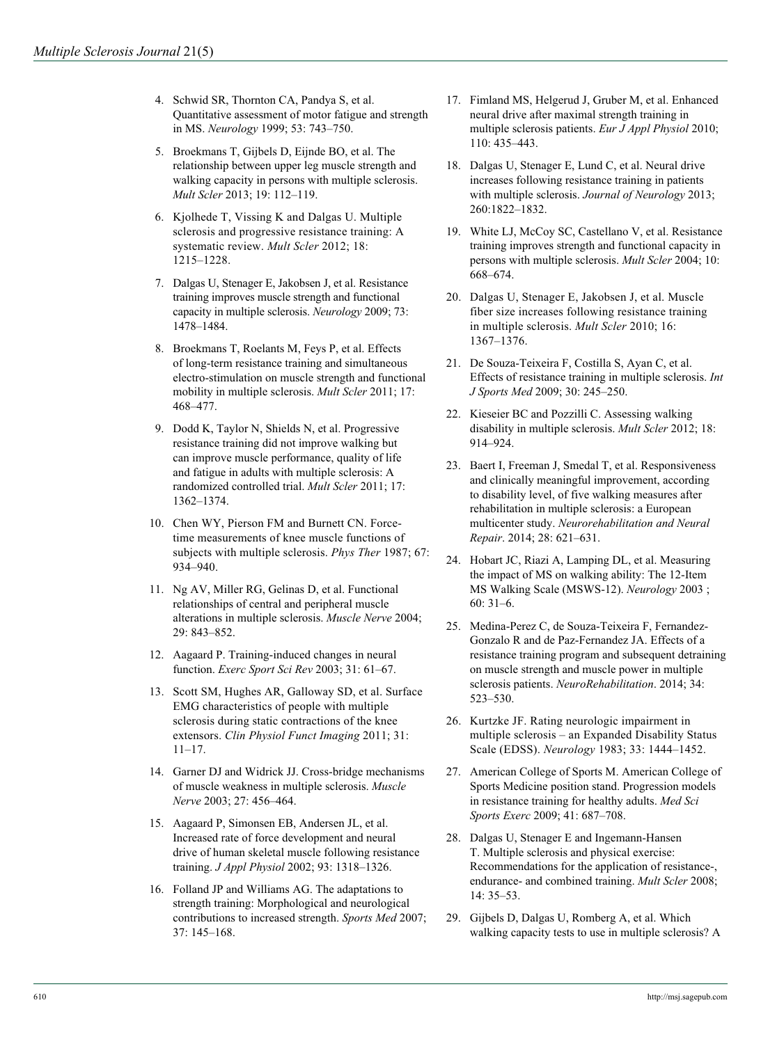4. Schwid SR, Thornton CA, Pandya S, et al. Quantitative assessment of motor fatigue and strength in MS. *Neurology* 1999; 53: 743–750.

5. Broekmans T, Gijbels D, Eijnde BO, et al. The relationship between upper leg muscle strength and walking capacity in persons with multiple sclerosis. *Mult Scler* 2013; 19: 112–119.

6. Kjolhede T, Vissing K and Dalgas U. Multiple sclerosis and progressive resistance training: A systematic review. *Mult Scler* 2012; 18: 1215–1228.

7. Dalgas U, Stenager E, Jakobsen J, et al. Resistance training improves muscle strength and functional capacity in multiple sclerosis. *Neurology* 2009; 73: 1478–1484.

8. Broekmans T, Roelants M, Feys P, et al. Effects of long-term resistance training and simultaneous electro-stimulation on muscle strength and functional mobility in multiple sclerosis. *Mult Scler* 2011; 17: 468–477.

9. Dodd K, Taylor N, Shields N, et al. Progressive resistance training did not improve walking but can improve muscle performance, quality of life and fatigue in adults with multiple sclerosis: A randomized controlled trial. *Mult Scler* 2011; 17: 1362–1374.

10. Chen WY, Pierson FM and Burnett CN. Force-time measurements of knee muscle functions of subjects with multiple sclerosis. *Phys Ther* 1987; 67: 934–940.

11. Ng AV, Miller RG, Gelinas D, et al. Functional relationships of central and peripheral muscle alterations in multiple sclerosis. *Muscle Nerve* 2004; 29: 843–852.

12. Aagaard P. Training-induced changes in neural function. *Exerc Sport Sci Rev* 2003; 31: 61–67.

13. Scott SM, Hughes AR, Galloway SD, et al. Surface EMG characteristics of people with multiple sclerosis during static contractions of the knee extensors. *Clin Physiol Funct Imaging* 2011; 31: 11–17.

14. Garner DJ and Widrick JJ. Cross-bridge mechanisms of muscle weakness in multiple sclerosis. *Muscle Nerve* 2003; 27: 456–464.

15. Aagaard P, Simonsen EB, Andersen JL, et al. Increased rate of force development and neural drive of human skeletal muscle following resistance training. *J Appl Physiol* 2002; 93: 1318–1326.

16. Folland JP and Williams AG. The adaptations to strength training: Morphological and neurological contributions to increased strength. *Sports Med* 2007; 37: 145–168.

17. Fimland MS, Helgerud J, Gruber M, et al. Enhanced neural drive after maximal strength training in multiple sclerosis patients. *Eur J Appl Physiol* 2010; 110: 435–443.

18. Dalgas U, Stenager E, Lund C, et al. Neural drive increases following resistance training in patients with multiple sclerosis. *Journal of Neurology* 2013; 260:1822–1832.

19. White LJ, McCoy SC, Castellano V, et al. Resistance training improves strength and functional capacity in persons with multiple sclerosis. *Mult Scler* 2004; 10: 668–674.

20. Dalgas U, Stenager E, Jakobsen J, et al. Muscle fiber size increases following resistance training in multiple sclerosis. *Mult Scler* 2010; 16: 1367–1376.

21. De Souza-Teixeira F, Costilla S, Ayan C, et al. Effects of resistance training in multiple sclerosis. *Int J Sports Med* 2009; 30: 245–250.

22. Kieseier BC and Pozzilli C. Assessing walking disability in multiple sclerosis. *Mult Scler* 2012; 18: 914–924.

23. Baert I, Freeman J, Smedal T, et al. Responsiveness and clinically meaningful improvement, according to disability level, of five walking measures after rehabilitation in multiple sclerosis: a European multicenter study. *Neurorehabilitation and Neural Repair*. 2014; 28: 621–631.

24. Hobart JC, Riazi A, Lamping DL, et al. Measuring the impact of MS on walking ability: The 12-Item MS Walking Scale (MSWS-12). *Neurology* 2003 ; 60: 31–6.

25. Medina-Perez C, de Souza-Teixeira F, Fernandez-Gonzalo R and de Paz-Fernandez JA. Effects of a resistance training program and subsequent detraining on muscle strength and muscle power in multiple sclerosis patients. *NeuroRehabilitation*. 2014; 34: 523–530.

26. Kurtzke JF. Rating neurologic impairment in multiple sclerosis – an Expanded Disability Status Scale (EDSS). *Neurology* 1983; 33: 1444–1452.

27. American College of Sports M. American College of Sports Medicine position stand. Progression models in resistance training for healthy adults. *Med Sci Sports Exerc* 2009; 41: 687–708.

28. Dalgas U, Stenager E and Ingemann-Hansen T. Multiple sclerosis and physical exercise: Recommendations for the application of resistance-, endurance- and combined training. *Mult Scler* 2008; 14: 35–53.

29. Gijbels D, Dalgas U, Romberg A, et al. Which walking capacity tests to use in multiple sclerosis? A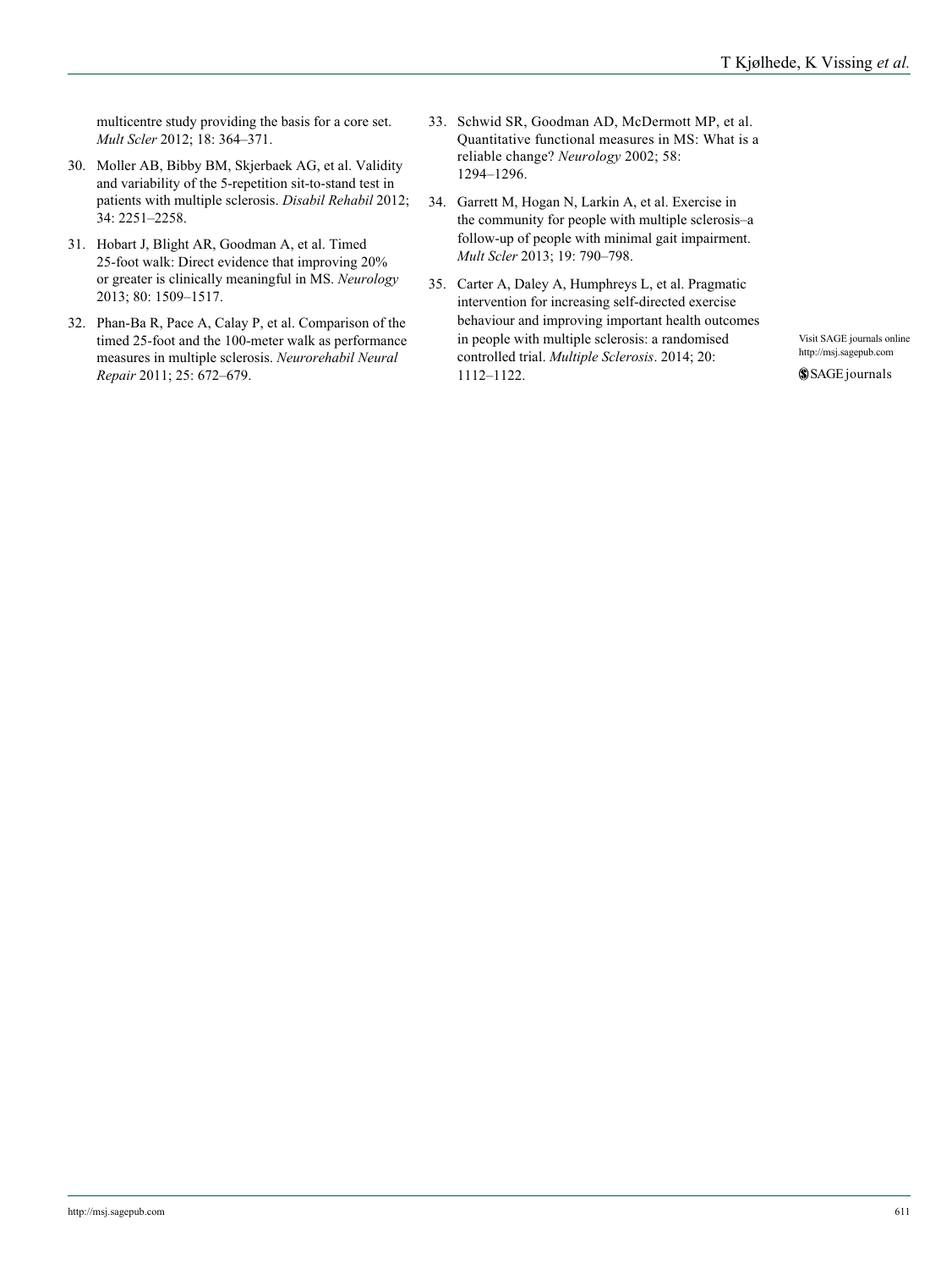multicentre study providing the basis for a core set. *Mult Scler* 2012; 18: 364–371.

30. Moller AB, Bibby BM, Skjerbaek AG, et al. Validity and variability of the 5-repetition sit-to-stand test in patients with multiple sclerosis. *Disabil Rehabil* 2012; 34: 2251–2258.
31. Hobart J, Blight AR, Goodman A, et al. Timed 25-foot walk: Direct evidence that improving 20% or greater is clinically meaningful in MS. *Neurology* 2013; 80: 1509–1517.
32. Phan-Ba R, Pace A, Calay P, et al. Comparison of the timed 25-foot and the 100-meter walk as performance measures in multiple sclerosis. *Neurorehabil Neural Repair* 2011; 25: 672–679.
33. Schwid SR, Goodman AD, McDermott MP, et al. Quantitative functional measures in MS: What is a reliable change? *Neurology* 2002; 58: 1294–1296.
34. Garrett M, Hogan N, Larkin A, et al. Exercise in the community for people with multiple sclerosis–a follow-up of people with minimal gait impairment. *Mult Scler* 2013; 19: 790–798.
35. Carter A, Daley A, Humphreys L, et al. Pragmatic intervention for increasing self-directed exercise behaviour and improving important health outcomes in people with multiple sclerosis: a randomised controlled trial. *Multiple Sclerosis*. 2014; 20: 1112–1122.

Visit SAGE journals online http://msj.sagepub.com

SAGE journals